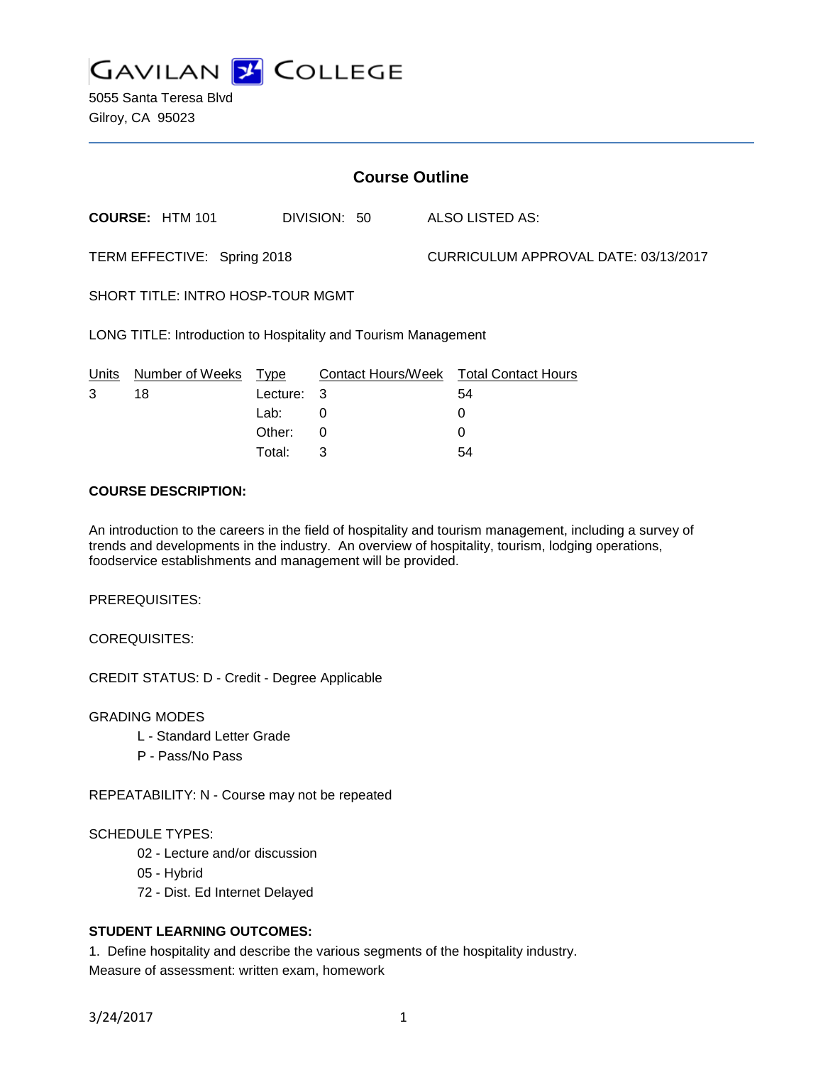# GAVILAN COLLEGE

5055 Santa Teresa Blvd
Gilroy, CA 95023

## Course Outline

**COURSE:** HTM 101 DIVISION: 50 ALSO LISTED AS:

TERM EFFECTIVE: Spring 2018 CURRICULUM APPROVAL DATE: 03/13/2017

SHORT TITLE: INTRO HOSP-TOUR MGMT

LONG TITLE: Introduction to Hospitality and Tourism Management

| Units | Number of Weeks | Type | Contact Hours/Week | Total Contact Hours |
|---|---|---|---|---|
| 3 | 18 | Lecture: | 3 | 54 |
| | | Lab: | 0 | 0 |
| | | Other: | 0 | 0 |
| | | Total: | 3 | 54 |

**COURSE DESCRIPTION:**

An introduction to the careers in the field of hospitality and tourism management, including a survey of trends and developments in the industry. An overview of hospitality, tourism, lodging operations, foodservice establishments and management will be provided.

PREREQUISITES:

COREQUISITES:

CREDIT STATUS: D - Credit - Degree Applicable

GRADING MODES

- L - Standard Letter Grade
- P - Pass/No Pass

REPEATABILITY: N - Course may not be repeated

SCHEDULE TYPES:

- 02 - Lecture and/or discussion
- 05 - Hybrid
- 72 - Dist. Ed Internet Delayed

**STUDENT LEARNING OUTCOMES:**

1. Define hospitality and describe the various segments of the hospitality industry.
Measure of assessment: written exam, homework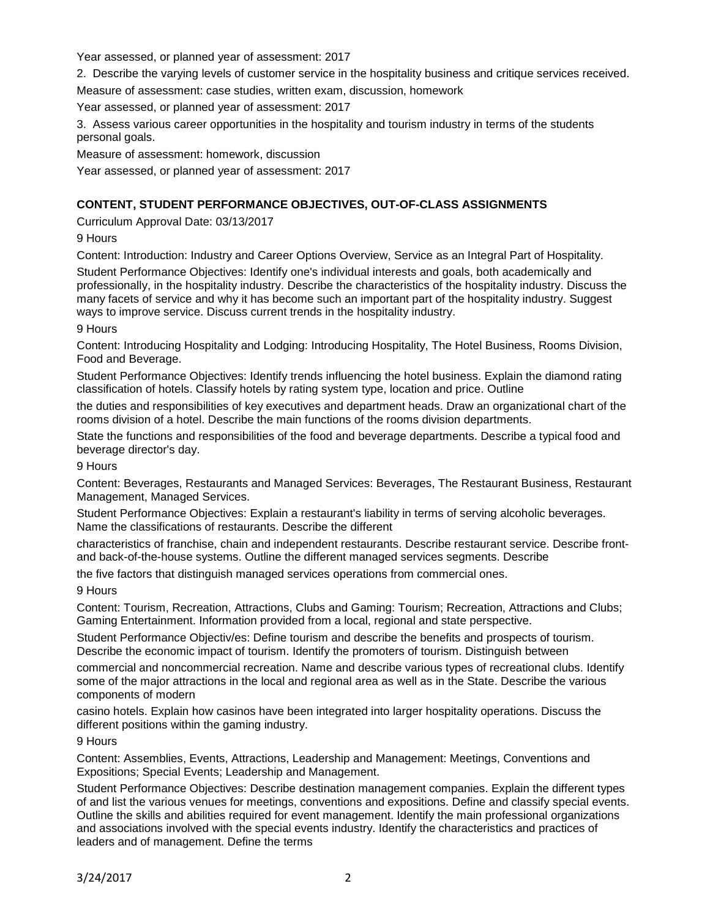Year assessed, or planned year of assessment: 2017

2. Describe the varying levels of customer service in the hospitality business and critique services received.

Measure of assessment: case studies, written exam, discussion, homework

Year assessed, or planned year of assessment: 2017

3. Assess various career opportunities in the hospitality and tourism industry in terms of the students personal goals.

Measure of assessment: homework, discussion

Year assessed, or planned year of assessment: 2017

## CONTENT, STUDENT PERFORMANCE OBJECTIVES, OUT-OF-CLASS ASSIGNMENTS

Curriculum Approval Date: 03/13/2017

9 Hours

Content: Introduction: Industry and Career Options Overview, Service as an Integral Part of Hospitality.

Student Performance Objectives: Identify one's individual interests and goals, both academically and professionally, in the hospitality industry. Describe the characteristics of the hospitality industry. Discuss the many facets of service and why it has become such an important part of the hospitality industry. Suggest ways to improve service. Discuss current trends in the hospitality industry.

9 Hours

Content: Introducing Hospitality and Lodging: Introducing Hospitality, The Hotel Business, Rooms Division, Food and Beverage.

Student Performance Objectives: Identify trends influencing the hotel business. Explain the diamond rating classification of hotels. Classify hotels by rating system type, location and price. Outline the duties and responsibilities of key executives and department heads. Draw an organizational chart of the rooms division of a hotel. Describe the main functions of the rooms division departments. State the functions and responsibilities of the food and beverage departments. Describe a typical food and beverage director's day.

9 Hours

Content: Beverages, Restaurants and Managed Services: Beverages, The Restaurant Business, Restaurant Management, Managed Services.

Student Performance Objectives: Explain a restaurant's liability in terms of serving alcoholic beverages. Name the classifications of restaurants. Describe the different characteristics of franchise, chain and independent restaurants. Describe restaurant service. Describe front- and back-of-the-house systems. Outline the different managed services segments. Describe the five factors that distinguish managed services operations from commercial ones.

9 Hours

Content: Tourism, Recreation, Attractions, Clubs and Gaming: Tourism; Recreation, Attractions and Clubs; Gaming Entertainment. Information provided from a local, regional and state perspective.

Student Performance Objectiv/es: Define tourism and describe the benefits and prospects of tourism. Describe the economic impact of tourism. Identify the promoters of tourism. Distinguish between commercial and noncommercial recreation. Name and describe various types of recreational clubs. Identify some of the major attractions in the local and regional area as well as in the State. Describe the various components of modern casino hotels. Explain how casinos have been integrated into larger hospitality operations. Discuss the different positions within the gaming industry.

9 Hours

Content: Assemblies, Events, Attractions, Leadership and Management: Meetings, Conventions and Expositions; Special Events; Leadership and Management.

Student Performance Objectives: Describe destination management companies. Explain the different types of and list the various venues for meetings, conventions and expositions. Define and classify special events. Outline the skills and abilities required for event management. Identify the main professional organizations and associations involved with the special events industry. Identify the characteristics and practices of leaders and of management. Define the terms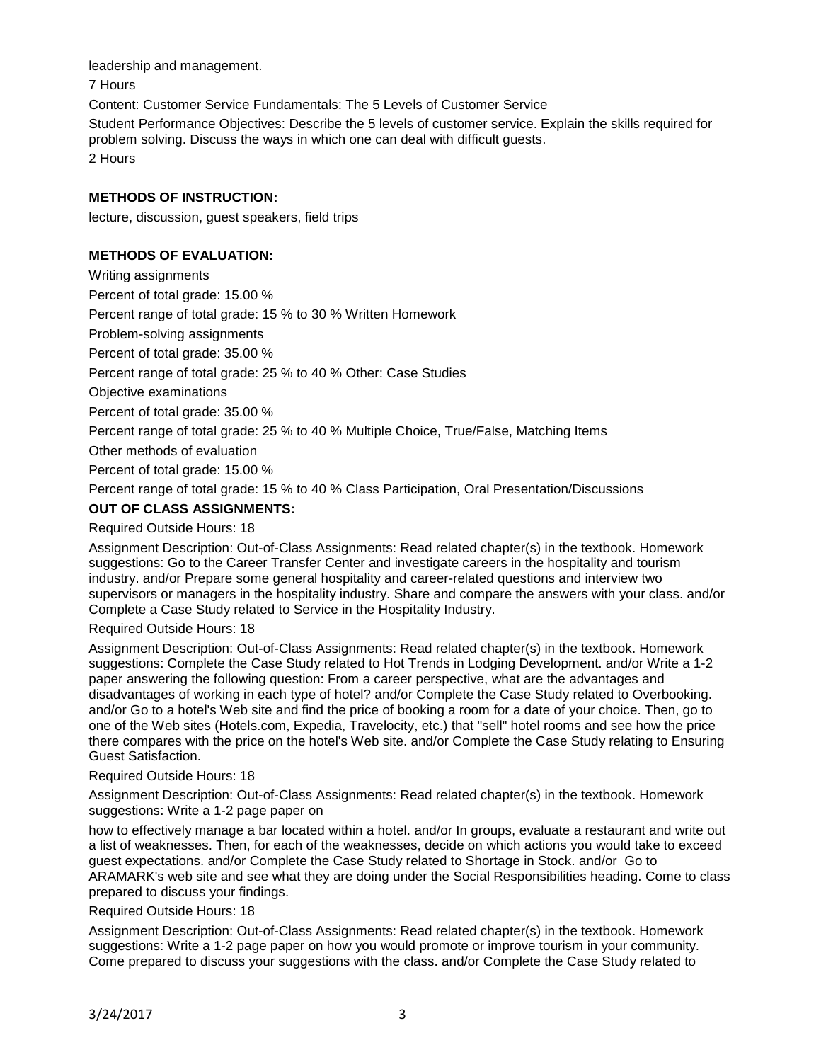leadership and management.

7 Hours

Content: Customer Service Fundamentals: The 5 Levels of Customer Service

Student Performance Objectives: Describe the 5 levels of customer service. Explain the skills required for problem solving. Discuss the ways in which one can deal with difficult guests.

2 Hours

**METHODS OF INSTRUCTION:**

lecture, discussion, guest speakers, field trips

**METHODS OF EVALUATION:**

Writing assignments

Percent of total grade: 15.00 %

Percent range of total grade: 15 % to 30 % Written Homework

Problem-solving assignments

Percent of total grade: 35.00 %

Percent range of total grade: 25 % to 40 % Other: Case Studies

Objective examinations

Percent of total grade: 35.00 %

Percent range of total grade: 25 % to 40 % Multiple Choice, True/False, Matching Items

Other methods of evaluation

Percent of total grade: 15.00 %

Percent range of total grade: 15 % to 40 % Class Participation, Oral Presentation/Discussions

**OUT OF CLASS ASSIGNMENTS:**

Required Outside Hours: 18

Assignment Description: Out-of-Class Assignments: Read related chapter(s) in the textbook. Homework suggestions: Go to the Career Transfer Center and investigate careers in the hospitality and tourism industry. and/or Prepare some general hospitality and career-related questions and interview two supervisors or managers in the hospitality industry. Share and compare the answers with your class. and/or Complete a Case Study related to Service in the Hospitality Industry.

Required Outside Hours: 18

Assignment Description: Out-of-Class Assignments: Read related chapter(s) in the textbook. Homework suggestions: Complete the Case Study related to Hot Trends in Lodging Development. and/or Write a 1-2 paper answering the following question: From a career perspective, what are the advantages and disadvantages of working in each type of hotel? and/or Complete the Case Study related to Overbooking. and/or Go to a hotel's Web site and find the price of booking a room for a date of your choice. Then, go to one of the Web sites (Hotels.com, Expedia, Travelocity, etc.) that "sell" hotel rooms and see how the price there compares with the price on the hotel's Web site. and/or Complete the Case Study relating to Ensuring Guest Satisfaction.

Required Outside Hours: 18

Assignment Description: Out-of-Class Assignments: Read related chapter(s) in the textbook. Homework suggestions: Write a 1-2 page paper on

how to effectively manage a bar located within a hotel. and/or In groups, evaluate a restaurant and write out a list of weaknesses. Then, for each of the weaknesses, decide on which actions you would take to exceed guest expectations. and/or Complete the Case Study related to Shortage in Stock. and/or Go to ARAMARK's web site and see what they are doing under the Social Responsibilities heading. Come to class prepared to discuss your findings.

Required Outside Hours: 18

Assignment Description: Out-of-Class Assignments: Read related chapter(s) in the textbook. Homework suggestions: Write a 1-2 page paper on how you would promote or improve tourism in your community. Come prepared to discuss your suggestions with the class. and/or Complete the Case Study related to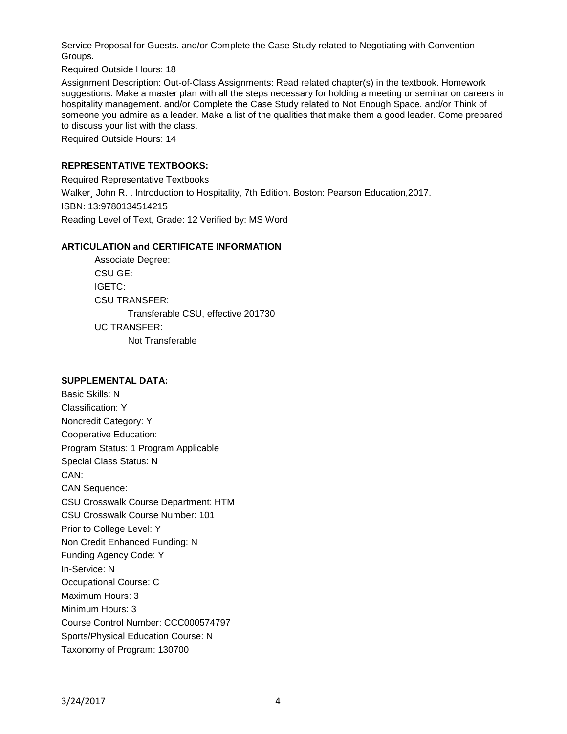Service Proposal for Guests. and/or Complete the Case Study related to Negotiating with Convention Groups.

Required Outside Hours: 18

Assignment Description: Out-of-Class Assignments: Read related chapter(s) in the textbook. Homework suggestions: Make a master plan with all the steps necessary for holding a meeting or seminar on careers in hospitality management. and/or Complete the Case Study related to Not Enough Space. and/or Think of someone you admire as a leader. Make a list of the qualities that make them a good leader. Come prepared to discuss your list with the class.

Required Outside Hours: 14

**REPRESENTATIVE TEXTBOOKS:**

Required Representative Textbooks

Walker¸ John R. . Introduction to Hospitality, 7th Edition. Boston: Pearson Education,2017.

ISBN: 13:9780134514215

Reading Level of Text, Grade: 12 Verified by: MS Word

**ARTICULATION and CERTIFICATE INFORMATION**

Associate Degree:

CSU GE:

IGETC:

CSU TRANSFER:

Transferable CSU, effective 201730

UC TRANSFER:

Not Transferable

**SUPPLEMENTAL DATA:**

Basic Skills: N

Classification: Y

Noncredit Category: Y

Cooperative Education:

Program Status: 1 Program Applicable

Special Class Status: N

CAN:

CAN Sequence:

CSU Crosswalk Course Department: HTM

CSU Crosswalk Course Number: 101

Prior to College Level: Y

Non Credit Enhanced Funding: N

Funding Agency Code: Y

In-Service: N

Occupational Course: C

Maximum Hours: 3

Minimum Hours: 3

Course Control Number: CCC000574797

Sports/Physical Education Course: N

Taxonomy of Program: 130700

3/24/2017